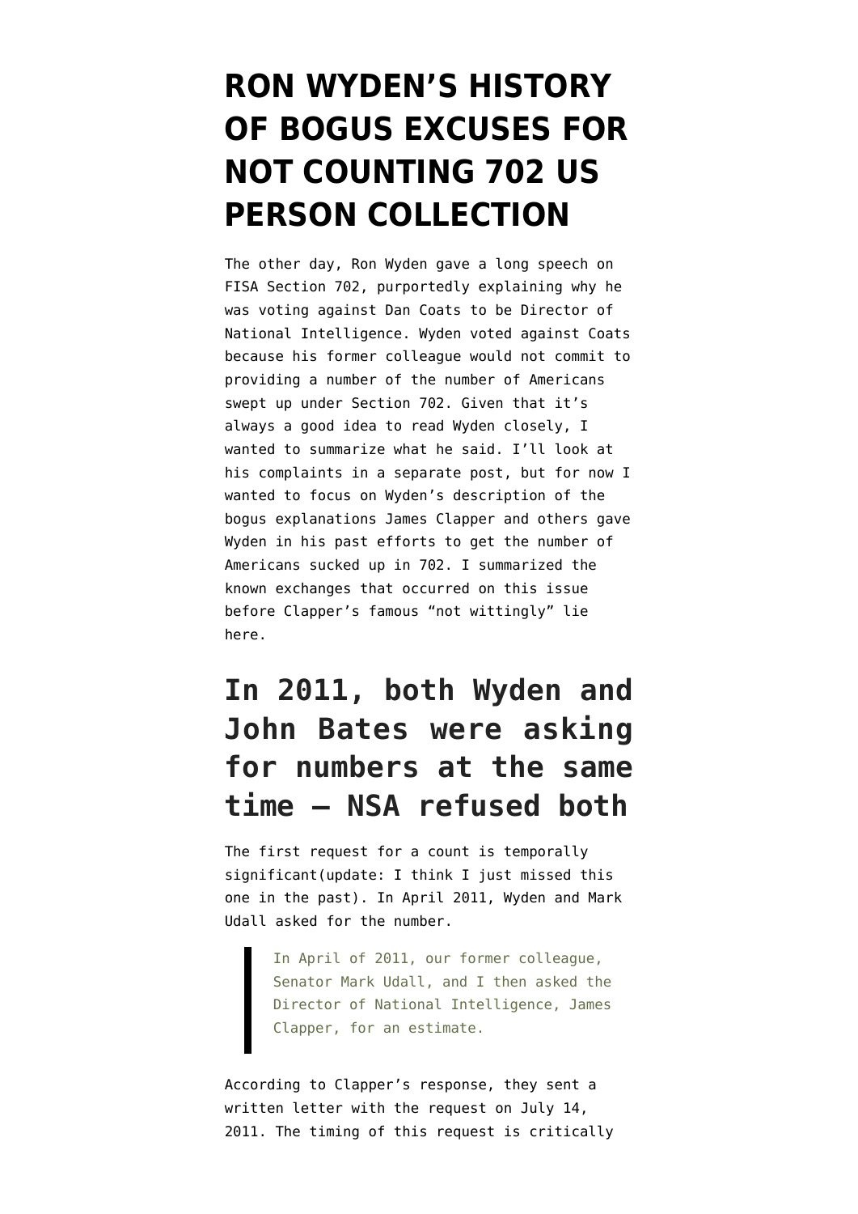# RON WYDEN'S HISTORY OF BOGUS EXCUSES FOR NOT COUNTING 702 US PERSON COLLECTION

The other day, Ron Wyden gave a long speech on FISA Section 702, purportedly explaining why he was voting against Dan Coats to be Director of National Intelligence. Wyden voted against Coats because his former colleague would not commit to providing a number of the number of Americans swept up under Section 702. Given that it's always a good idea to read Wyden closely, I wanted to summarize what he said. I'll look at his complaints in a separate post, but for now I wanted to focus on Wyden's description of the bogus explanations James Clapper and others gave Wyden in his past efforts to get the number of Americans sucked up in 702. I summarized the known exchanges that occurred on this issue before Clapper's famous "not wittingly" lie here.

## In 2011, both Wyden and John Bates were asking for numbers at the same time — NSA refused both

The first request for a count is temporally significant(update: I think I just missed this one in the past). In April 2011, Wyden and Mark Udall asked for the number.

> In April of 2011, our former colleague, Senator Mark Udall, and I then asked the Director of National Intelligence, James Clapper, for an estimate.

According to Clapper's response, they sent a written letter with the request on July 14, 2011. The timing of this request is critically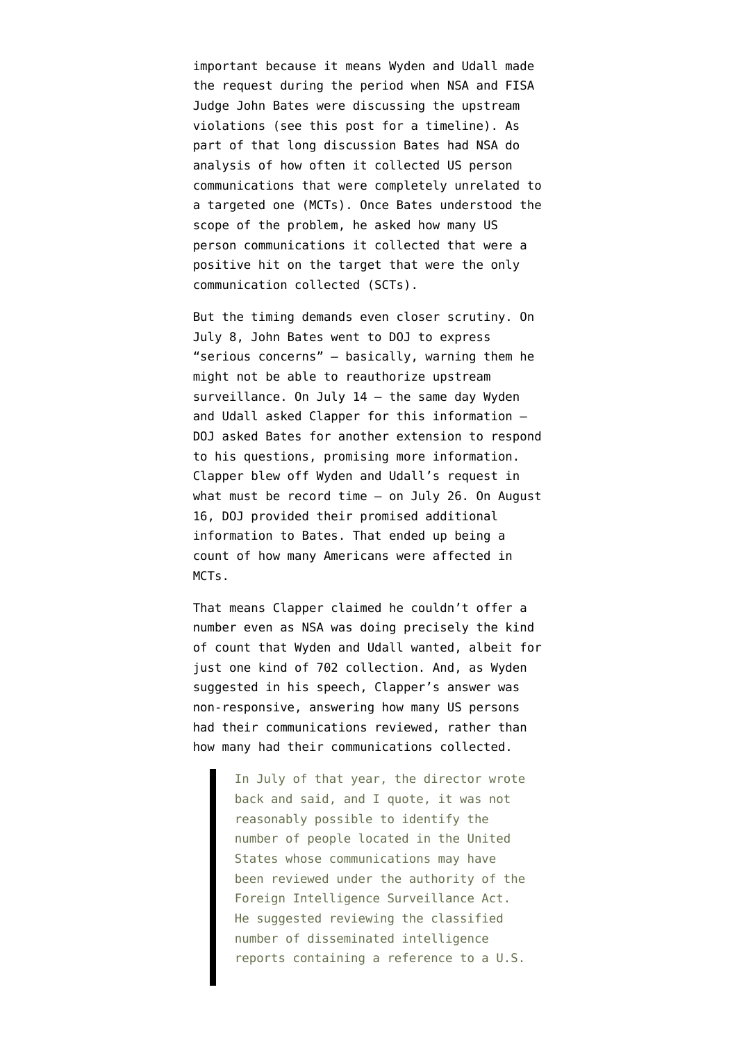important because it means Wyden and Udall made the request during the period when NSA and FISA Judge John Bates were discussing the upstream violations (see this post for a timeline). As part of that long discussion Bates had NSA do analysis of how often it collected US person communications that were completely unrelated to a targeted one (MCTs). Once Bates understood the scope of the problem, he asked how many US person communications it collected that were a positive hit on the target that were the only communication collected (SCTs).

But the timing demands even closer scrutiny. On July 8, John Bates went to DOJ to express "serious concerns" — basically, warning them he might not be able to reauthorize upstream surveillance. On July 14 — the same day Wyden and Udall asked Clapper for this information — DOJ asked Bates for another extension to respond to his questions, promising more information. Clapper blew off Wyden and Udall's request in what must be record time — on July 26. On August 16, DOJ provided their promised additional information to Bates. That ended up being a count of how many Americans were affected in MCTs.

That means Clapper claimed he couldn't offer a number even as NSA was doing precisely the kind of count that Wyden and Udall wanted, albeit for just one kind of 702 collection. And, as Wyden suggested in his speech, Clapper's answer was non-responsive, answering how many US persons had their communications reviewed, rather than how many had their communications collected.

> In July of that year, the director wrote back and said, and I quote, it was not reasonably possible to identify the number of people located in the United States whose communications may have been reviewed under the authority of the Foreign Intelligence Surveillance Act. He suggested reviewing the classified number of disseminated intelligence reports containing a reference to a U.S.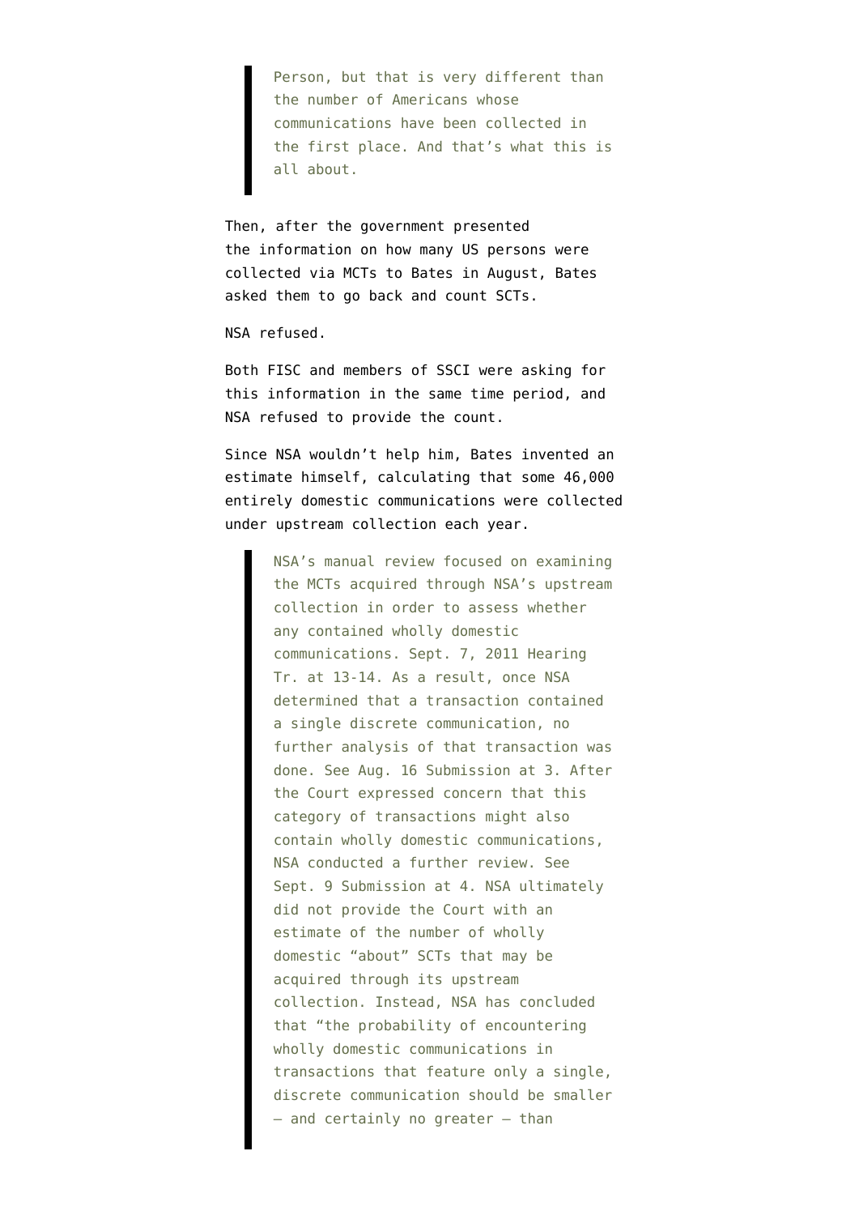> Person, but that is very different than the number of Americans whose communications have been collected in the first place. And that's what this is all about.

Then, after the government presented the information on how many US persons were collected via MCTs to Bates in August, Bates asked them to go back and count SCTs.

NSA refused.

Both FISC and members of SSCI were asking for this information in the same time period, and NSA refused to provide the count.

Since NSA wouldn't help him, Bates invented an estimate himself, calculating that some 46,000 entirely domestic communications were collected under upstream collection each year.

> NSA's manual review focused on examining the MCTs acquired through NSA's upstream collection in order to assess whether any contained wholly domestic communications. Sept. 7, 2011 Hearing Tr. at 13-14. As a result, once NSA determined that a transaction contained a single discrete communication, no further analysis of that transaction was done. See Aug. 16 Submission at 3. After the Court expressed concern that this category of transactions might also contain wholly domestic communications, NSA conducted a further review. See Sept. 9 Submission at 4. NSA ultimately did not provide the Court with an estimate of the number of wholly domestic "about" SCTs that may be acquired through its upstream collection. Instead, NSA has concluded that "the probability of encountering wholly domestic communications in transactions that feature only a single, discrete communication should be smaller – and certainly no greater – than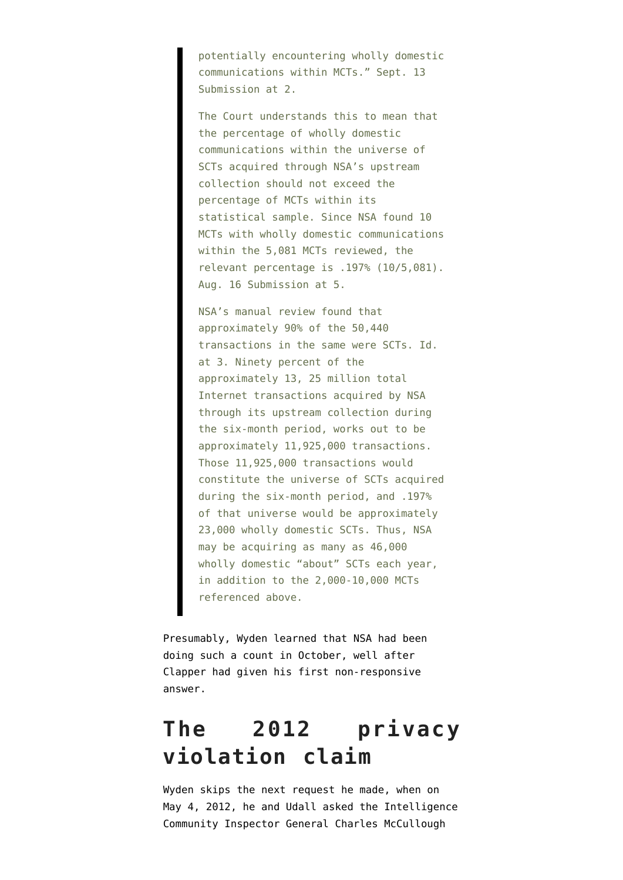> potentially encountering wholly domestic communications within MCTs." Sept. 13 Submission at 2.
>
> The Court understands this to mean that the percentage of wholly domestic communications within the universe of SCTs acquired through NSA's upstream collection should not exceed the percentage of MCTs within its statistical sample. Since NSA found 10 MCTs with wholly domestic communications within the 5,081 MCTs reviewed, the relevant percentage is .197% (10/5,081). Aug. 16 Submission at 5.
>
> NSA's manual review found that approximately 90% of the 50,440 transactions in the same were SCTs. Id. at 3. Ninety percent of the approximately 13, 25 million total Internet transactions acquired by NSA through its upstream collection during the six-month period, works out to be approximately 11,925,000 transactions. Those 11,925,000 transactions would constitute the universe of SCTs acquired during the six-month period, and .197% of that universe would be approximately 23,000 wholly domestic SCTs. Thus, NSA may be acquiring as many as 46,000 wholly domestic "about" SCTs each year, in addition to the 2,000-10,000 MCTs referenced above.

Presumably, Wyden learned that NSA had been doing such a count in October, well after Clapper had given his first non-responsive answer.

## The 2012 privacy violation claim

Wyden skips the next request he made, when on May 4, 2012, he and Udall asked the Intelligence Community Inspector General Charles McCullough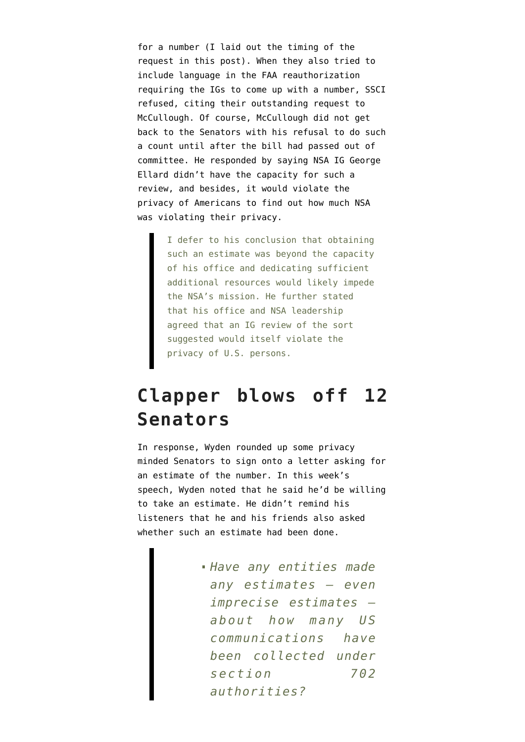for a number (I laid out the timing of the request in this post). When they also tried to include language in the FAA reauthorization requiring the IGs to come up with a number, SSCI refused, citing their outstanding request to McCullough. Of course, McCullough did not get back to the Senators with his refusal to do such a count until after the bill had passed out of committee. He responded by saying NSA IG George Ellard didn't have the capacity for such a review, and besides, it would violate the privacy of Americans to find out how much NSA was violating their privacy.

> I defer to his conclusion that obtaining such an estimate was beyond the capacity of his office and dedicating sufficient additional resources would likely impede the NSA's mission. He further stated that his office and NSA leadership agreed that an IG review of the sort suggested would itself violate the privacy of U.S. persons.

## Clapper blows off 12 Senators

In response, Wyden rounded up some privacy minded Senators to sign onto a letter asking for an estimate of the number. In this week's speech, Wyden noted that he said he'd be willing to take an estimate. He didn't remind his listeners that he and his friends also asked whether such an estimate had been done.

> - *Have any entities made any estimates — even imprecise estimates — about how many US communications have been collected under section 702 authorities?*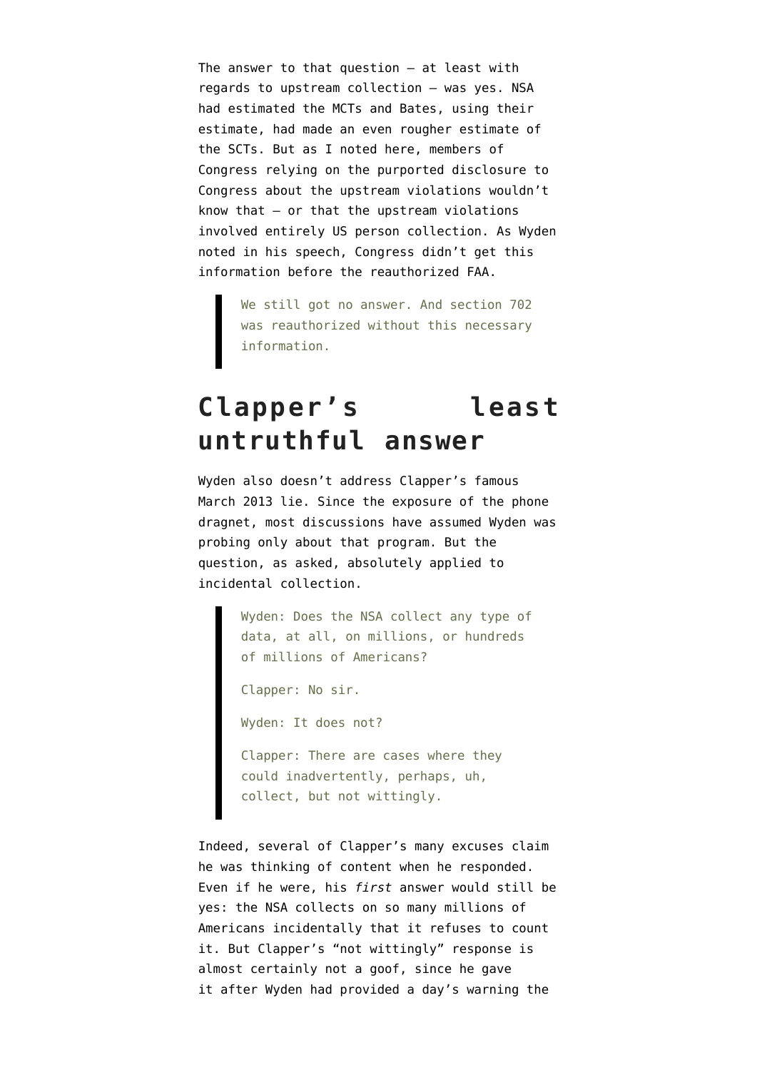The answer to that question — at least with regards to upstream collection — was yes. NSA had estimated the MCTs and Bates, using their estimate, had made an even rougher estimate of the SCTs. But as I noted here, members of Congress relying on the purported disclosure to Congress about the upstream violations wouldn't know that — or that the upstream violations involved entirely US person collection. As Wyden noted in his speech, Congress didn't get this information before the reauthorized FAA.

> We still got no answer. And section 702 was reauthorized without this necessary information.

## Clapper's least untruthful answer

Wyden also doesn't address Clapper's famous March 2013 lie. Since the exposure of the phone dragnet, most discussions have assumed Wyden was probing only about that program. But the question, as asked, absolutely applied to incidental collection.

> Wyden: Does the NSA collect any type of data, at all, on millions, or hundreds of millions of Americans?
>
> Clapper: No sir.
>
> Wyden: It does not?
>
> Clapper: There are cases where they could inadvertently, perhaps, uh, collect, but not wittingly.

Indeed, several of Clapper's many excuses claim he was thinking of content when he responded. Even if he were, his *first* answer would still be yes: the NSA collects on so many millions of Americans incidentally that it refuses to count it. But Clapper's "not wittingly" response is almost certainly not a goof, since he gave it after Wyden had provided a day's warning the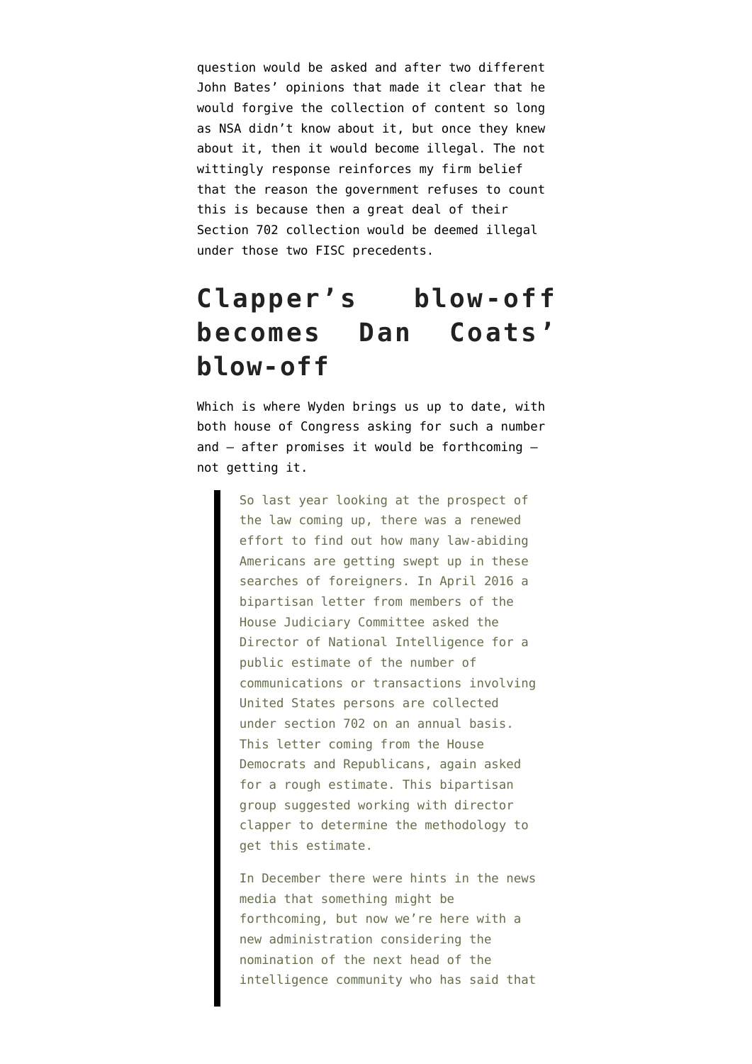question would be asked and after two different John Bates' opinions that made it clear that he would forgive the collection of content so long as NSA didn't know about it, but once they knew about it, then it would become illegal. The not wittingly response reinforces my firm belief that the reason the government refuses to count this is because then a great deal of their Section 702 collection would be deemed illegal under those two FISC precedents.

## Clapper's blow-off becomes Dan Coats' blow-off

Which is where Wyden brings us up to date, with both house of Congress asking for such a number and — after promises it would be forthcoming — not getting it.

> So last year looking at the prospect of the law coming up, there was a renewed effort to find out how many law-abiding Americans are getting swept up in these searches of foreigners. In April 2016 a bipartisan letter from members of the House Judiciary Committee asked the Director of National Intelligence for a public estimate of the number of communications or transactions involving United States persons are collected under section 702 on an annual basis. This letter coming from the House Democrats and Republicans, again asked for a rough estimate. This bipartisan group suggested working with director clapper to determine the methodology to get this estimate.
>
> In December there were hints in the news media that something might be forthcoming, but now we're here with a new administration considering the nomination of the next head of the intelligence community who has said that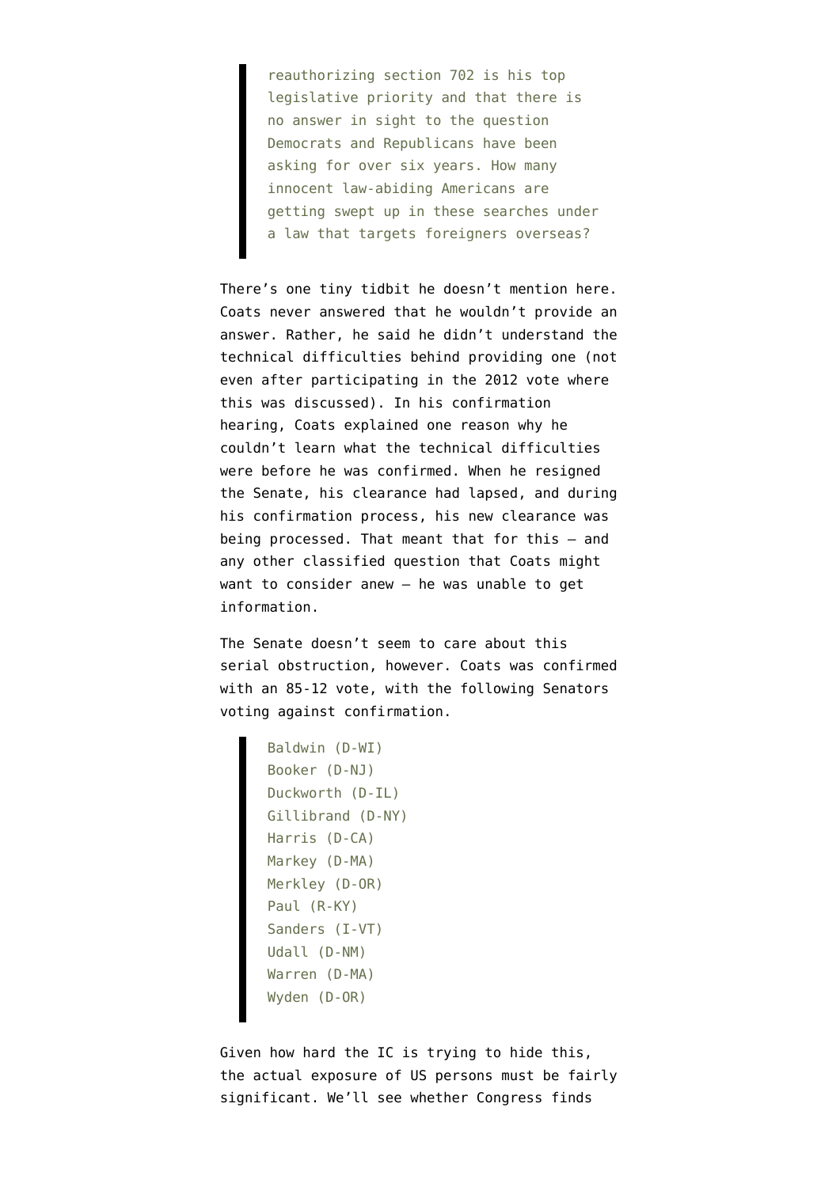> reauthorizing section 702 is his top legislative priority and that there is no answer in sight to the question Democrats and Republicans have been asking for over six years. How many innocent law-abiding Americans are getting swept up in these searches under a law that targets foreigners overseas?

There's one tiny tidbit he doesn't mention here. Coats never answered that he wouldn't provide an answer. Rather, he said he didn't understand the technical difficulties behind providing one (not even after participating in the 2012 vote where this was discussed). In his confirmation hearing, Coats explained one reason why he couldn't learn what the technical difficulties were before he was confirmed. When he resigned the Senate, his clearance had lapsed, and during his confirmation process, his new clearance was being processed. That meant that for this — and any other classified question that Coats might want to consider anew — he was unable to get information.

The Senate doesn't seem to care about this serial obstruction, however. Coats was confirmed with an 85-12 vote, with the following Senators voting against confirmation.

> Baldwin (D-WI)
> Booker (D-NJ)
> Duckworth (D-IL)
> Gillibrand (D-NY)
> Harris (D-CA)
> Markey (D-MA)
> Merkley (D-OR)
> Paul (R-KY)
> Sanders (I-VT)
> Udall (D-NM)
> Warren (D-MA)
> Wyden (D-OR)

Given how hard the IC is trying to hide this, the actual exposure of US persons must be fairly significant. We'll see whether Congress finds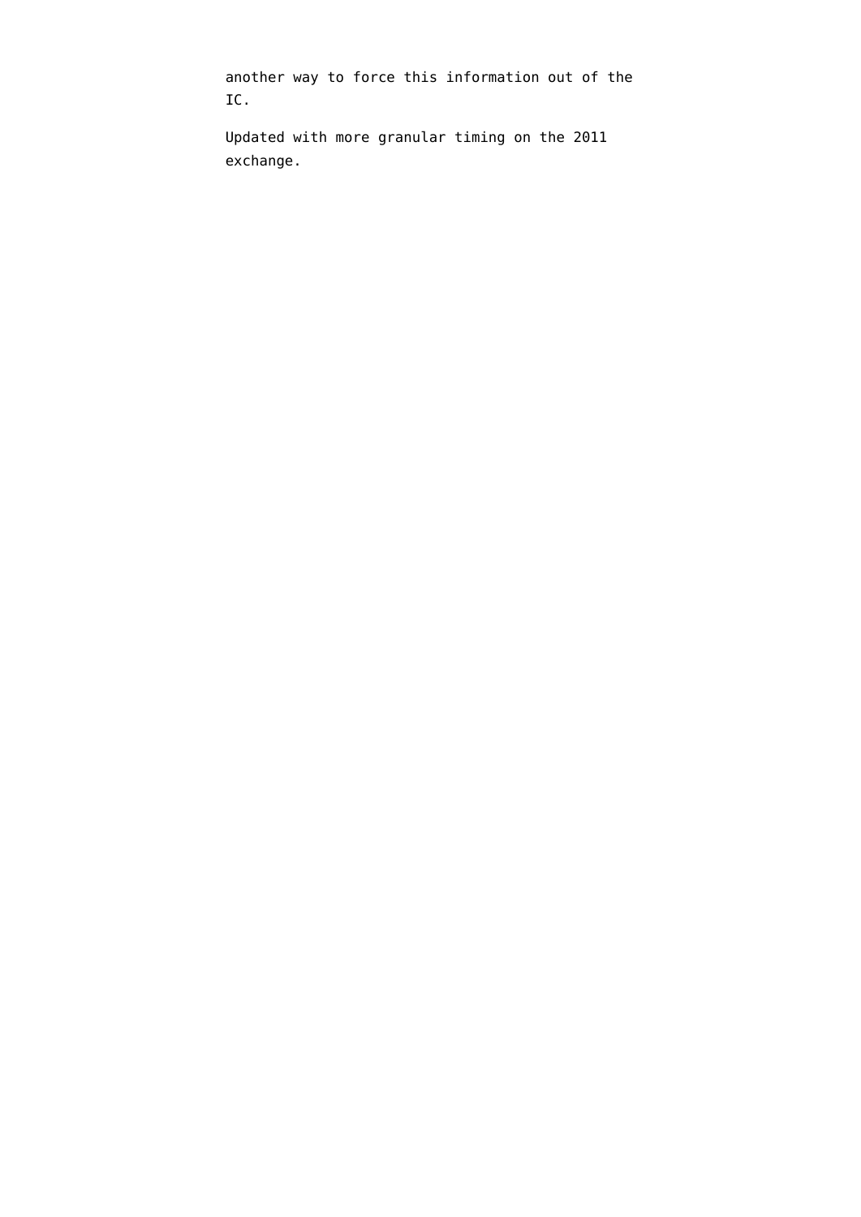another way to force this information out of the IC.

Updated with more granular timing on the 2011 exchange.